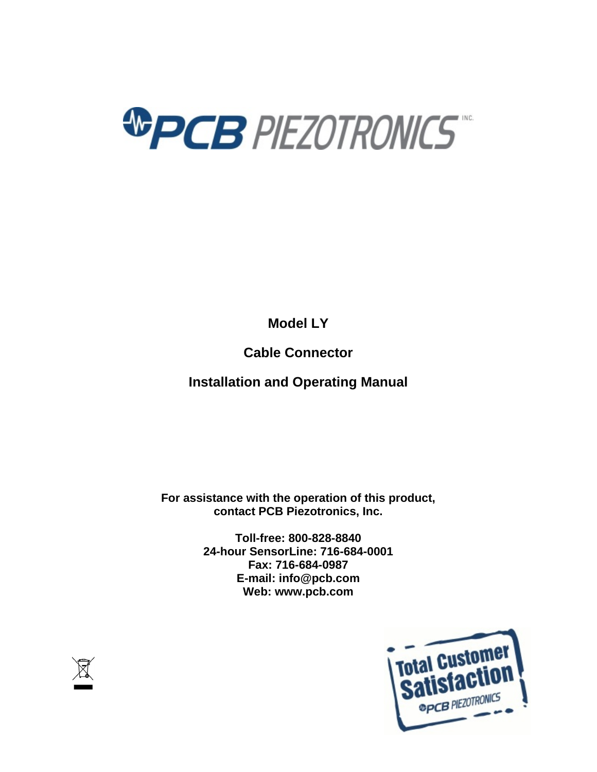# Model LY

## Cable Connector

## Installation and Operating Manual

**For assistance with the operation of this product, contact PCB Piezotronics, Inc.**

**Toll-free: 800-828-8840**
**24-hour SensorLine: 716-684-0001**
**Fax: 716-684-0987**
**E-mail: info@pcb.com**
**Web: www.pcb.com**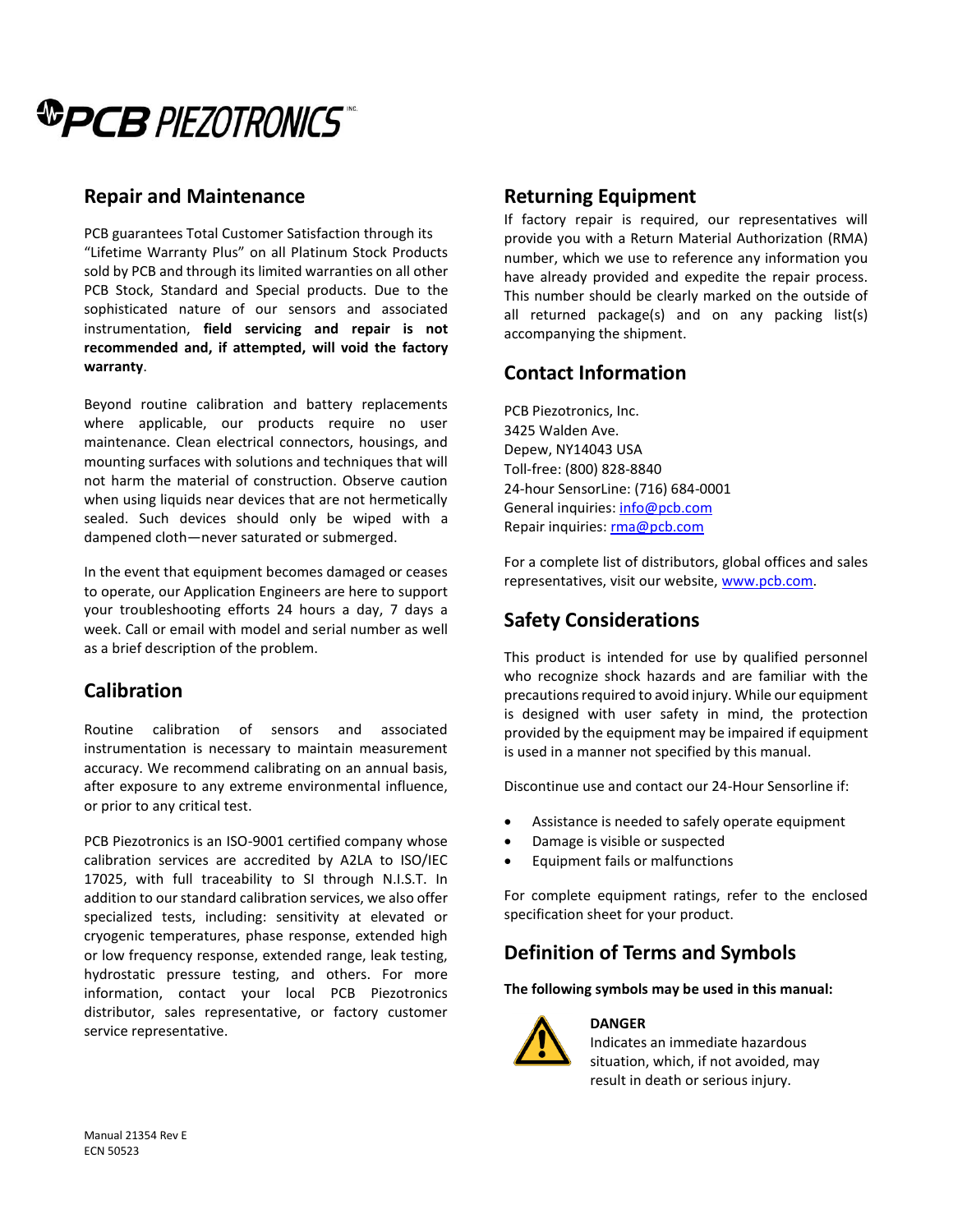# PCB PIEZOTRONICS

## Repair and Maintenance

PCB guarantees Total Customer Satisfaction through its "Lifetime Warranty Plus" on all Platinum Stock Products sold by PCB and through its limited warranties on all other PCB Stock, Standard and Special products. Due to the sophisticated nature of our sensors and associated instrumentation, **field servicing and repair is not recommended and, if attempted, will void the factory warranty**.

Beyond routine calibration and battery replacements where applicable, our products require no user maintenance. Clean electrical connectors, housings, and mounting surfaces with solutions and techniques that will not harm the material of construction. Observe caution when using liquids near devices that are not hermetically sealed. Such devices should only be wiped with a dampened cloth—never saturated or submerged.

In the event that equipment becomes damaged or ceases to operate, our Application Engineers are here to support your troubleshooting efforts 24 hours a day, 7 days a week. Call or email with model and serial number as well as a brief description of the problem.

## Calibration

Routine calibration of sensors and associated instrumentation is necessary to maintain measurement accuracy. We recommend calibrating on an annual basis, after exposure to any extreme environmental influence, or prior to any critical test.

PCB Piezotronics is an ISO-9001 certified company whose calibration services are accredited by A2LA to ISO/IEC 17025, with full traceability to SI through N.I.S.T. In addition to our standard calibration services, we also offer specialized tests, including: sensitivity at elevated or cryogenic temperatures, phase response, extended high or low frequency response, extended range, leak testing, hydrostatic pressure testing, and others. For more information, contact your local PCB Piezotronics distributor, sales representative, or factory customer service representative.

## Returning Equipment

If factory repair is required, our representatives will provide you with a Return Material Authorization (RMA) number, which we use to reference any information you have already provided and expedite the repair process. This number should be clearly marked on the outside of all returned package(s) and on any packing list(s) accompanying the shipment.

## Contact Information

PCB Piezotronics, Inc.
3425 Walden Ave.
Depew, NY14043 USA
Toll-free: (800) 828-8840
24-hour SensorLine: (716) 684-0001
General inquiries: info@pcb.com
Repair inquiries: rma@pcb.com

For a complete list of distributors, global offices and sales representatives, visit our website, www.pcb.com.

## Safety Considerations

This product is intended for use by qualified personnel who recognize shock hazards and are familiar with the precautions required to avoid injury. While our equipment is designed with user safety in mind, the protection provided by the equipment may be impaired if equipment is used in a manner not specified by this manual.

Discontinue use and contact our 24-Hour Sensorline if:

- Assistance is needed to safely operate equipment
- Damage is visible or suspected
- Equipment fails or malfunctions

For complete equipment ratings, refer to the enclosed specification sheet for your product.

## Definition of Terms and Symbols

**The following symbols may be used in this manual:**

**DANGER**
Indicates an immediate hazardous situation, which, if not avoided, may result in death or serious injury.

Manual 21354 Rev E
ECN 50523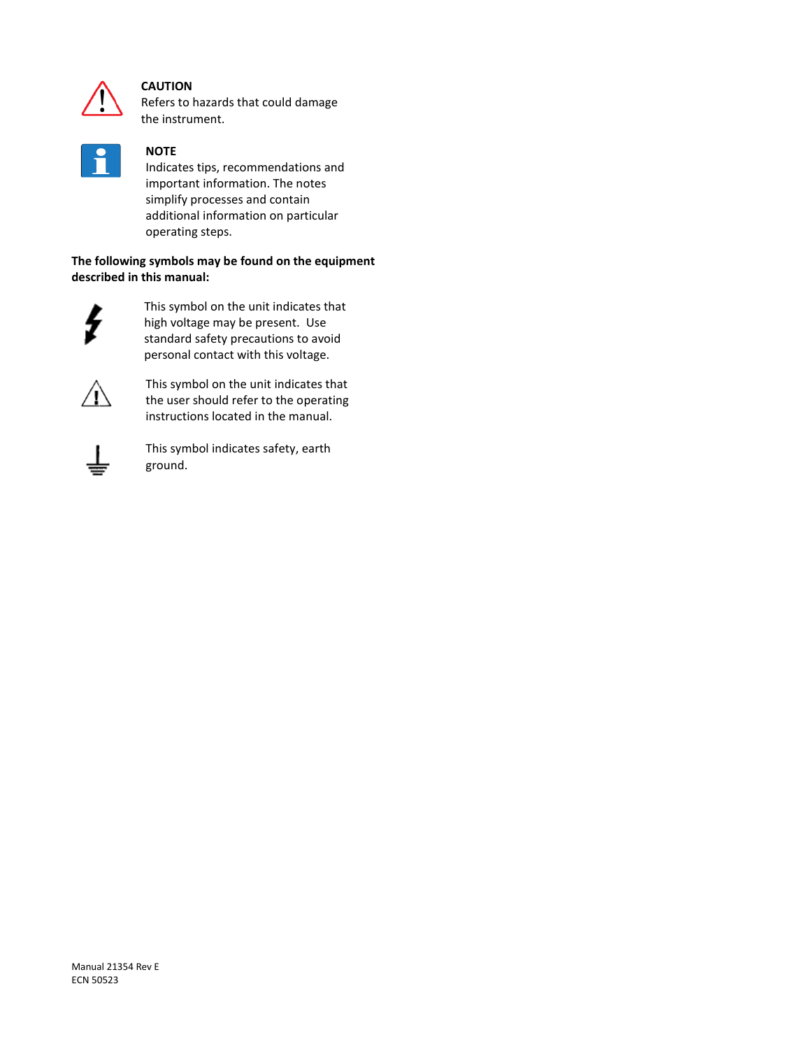**CAUTION**
Refers to hazards that could damage the instrument.

**NOTE**
Indicates tips, recommendations and important information. The notes simplify processes and contain additional information on particular operating steps.

**The following symbols may be found on the equipment described in this manual:**

This symbol on the unit indicates that high voltage may be present. Use standard safety precautions to avoid personal contact with this voltage.

This symbol on the unit indicates that the user should refer to the operating instructions located in the manual.

This symbol indicates safety, earth ground.

Manual 21354 Rev E
ECN 50523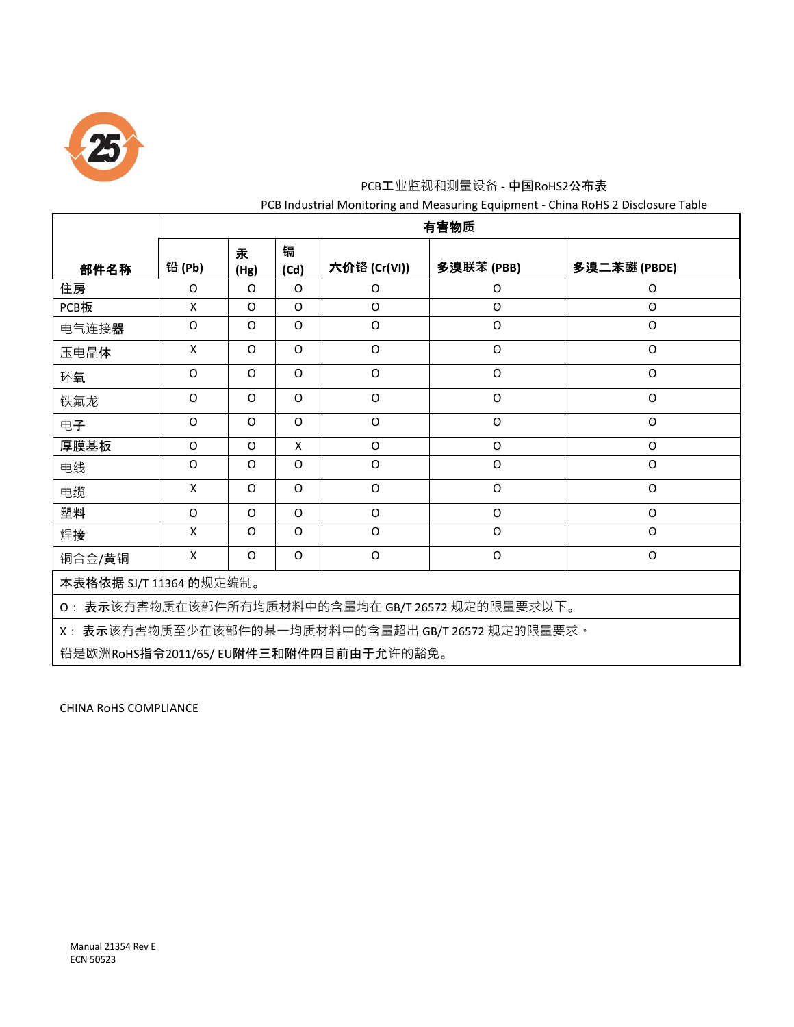PCB工业监视和测量设备 - 中国RoHS2公布表

PCB Industrial Monitoring and Measuring Equipment - China RoHS 2 Disclosure Table

| 部件名称 | 有害物质 | | | | | |
|---|---|---|---|---|---|---|
| | 铅 (Pb) | 汞 (Hg) | 镉 (Cd) | 六价铬 (Cr(VI)) | 多溴联苯 (PBB) | 多溴二苯醚 (PBDE) |
| 住房 | O | O | O | O | O | O |
| PCB板 | X | O | O | O | O | O |
| 电气连接器 | O | O | O | O | O | O |
| 压电晶体 | X | O | O | O | O | O |
| 环氧 | O | O | O | O | O | O |
| 铁氟龙 | O | O | O | O | O | O |
| 电子 | O | O | O | O | O | O |
| 厚膜基板 | O | O | X | O | O | O |
| 电线 | O | O | O | O | O | O |
| 电缆 | X | O | O | O | O | O |
| 塑料 | O | O | O | O | O | O |
| 焊接 | X | O | O | O | O | O |
| 铜合金/黄铜 | X | O | O | O | O | O |

本表格依据 SJ/T 11364 的规定编制。

O： 表示该有害物质在该部件所有均质材料中的含量均在 GB/T 26572 规定的限量要求以下。

X： 表示该有害物质至少在该部件的某一均质材料中的含量超出 GB/T 26572 规定的限量要求。

铅是欧洲RoHS指令2011/65/ EU附件三和附件四目前由于允许的豁免。

CHINA RoHS COMPLIANCE

Manual 21354 Rev E
ECN 50523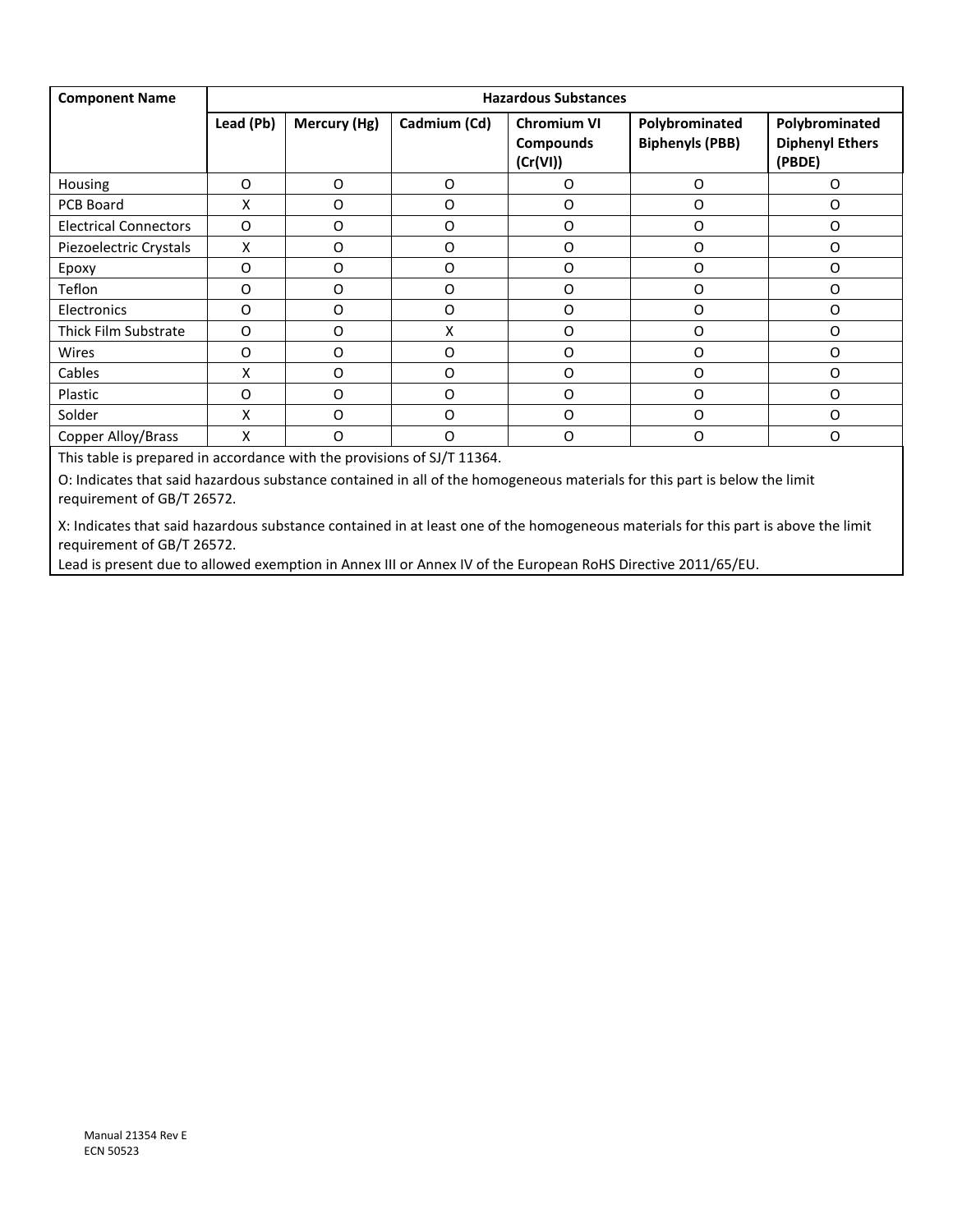| Component Name | Hazardous Substances | | | | | |
|---|---|---|---|---|---|---|
| | **Lead (Pb)** | **Mercury (Hg)** | **Cadmium (Cd)** | **Chromium VI Compounds (Cr(VI))** | **Polybrominated Biphenyls (PBB)** | **Polybrominated Diphenyl Ethers (PBDE)** |
| Housing | O | O | O | O | O | O |
| PCB Board | X | O | O | O | O | O |
| Electrical Connectors | O | O | O | O | O | O |
| Piezoelectric Crystals | X | O | O | O | O | O |
| Epoxy | O | O | O | O | O | O |
| Teflon | O | O | O | O | O | O |
| Electronics | O | O | O | O | O | O |
| Thick Film Substrate | O | O | X | O | O | O |
| Wires | O | O | O | O | O | O |
| Cables | X | O | O | O | O | O |
| Plastic | O | O | O | O | O | O |
| Solder | X | O | O | O | O | O |
| Copper Alloy/Brass | X | O | O | O | O | O |

This table is prepared in accordance with the provisions of SJ/T 11364.

O: Indicates that said hazardous substance contained in all of the homogeneous materials for this part is below the limit requirement of GB/T 26572.

X: Indicates that said hazardous substance contained in at least one of the homogeneous materials for this part is above the limit requirement of GB/T 26572.
Lead is present due to allowed exemption in Annex III or Annex IV of the European RoHS Directive 2011/65/EU.

Manual 21354 Rev E
ECN 50523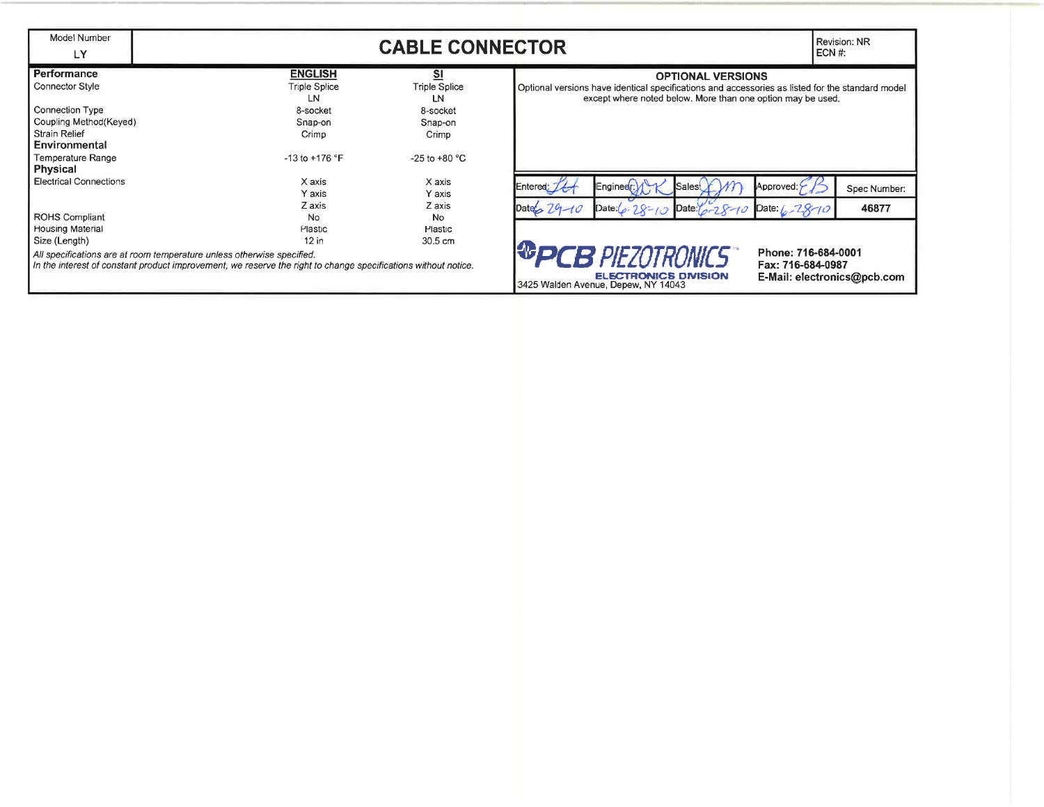| Model Number | CABLE CONNECTOR | Revision: NR |
|---|---|---|
| LY | | ECN #: |

| Performance | ENGLISH | SI |
|---|---|---|
| Connector Style | Triple Splice LN | Triple Splice LN |
| Connection Type | 8-socket | 8-socket |
| Coupling Method(Keyed) | Snap-on | Snap-on |
| Strain Relief | Crimp | Crimp |
| **Environmental** | | |
| Temperature Range | -13 to +176 °F | -25 to +80 °C |
| **Physical** | | |
| Electrical Connections | X axis<br>Y axis<br>Z axis | X axis<br>Y axis<br>Z axis |
| ROHS Compliant | No | No |
| Housing Material | Plastic | Plastic |
| Size (Length) | 12 in | 30.5 cm |

*All specifications are at room temperature unless otherwise specified.*
*In the interest of constant product improvement, we reserve the right to change specifications without notice.*

### OPTIONAL VERSIONS

Optional versions have identical specifications and accessories as listed for the standard model except where noted below. More than one option may be used.

| Entered: | Engineer: | Sales: | Approved: | Spec Number: |
|---|---|---|---|---|
| Date: 6-29-10 | Date: 6-28-10 | Date: 6-28-10 | Date: 6-28-10 | 46877 |

PCB PIEZOTRONICS
ELECTRONICS DIVISION
3425 Walden Avenue, Depew, NY 14043

Phone: 716-684-0001
Fax: 716-684-0987
E-Mail: electronics@pcb.com